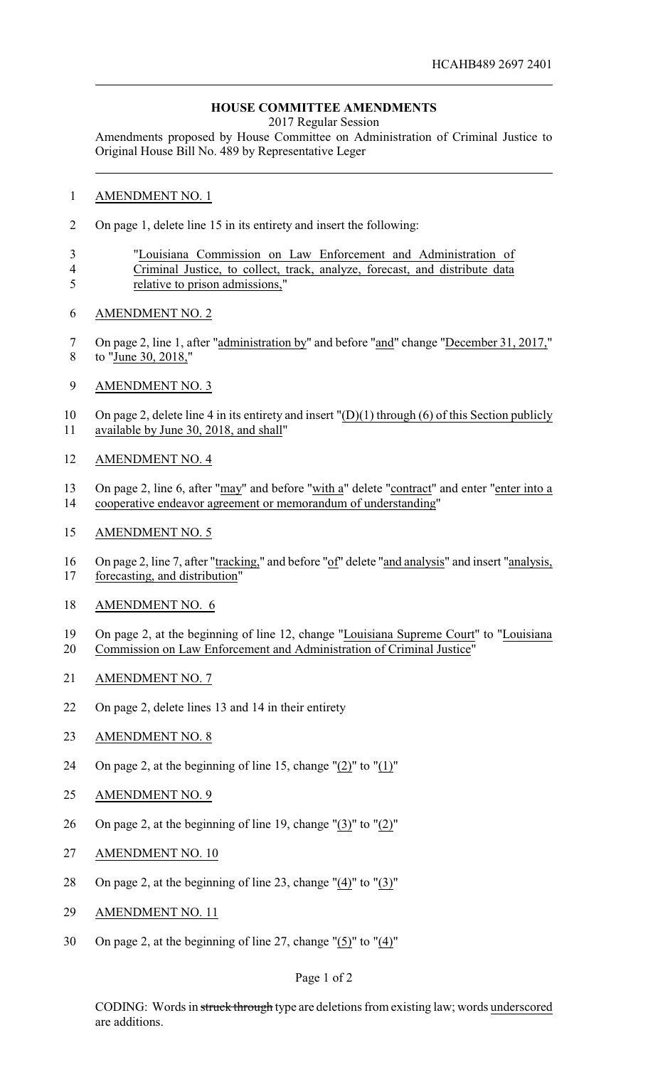HCAHB489 2697 2401

# HOUSE COMMITTEE AMENDMENTS

2017 Regular Session

Amendments proposed by House Committee on Administration of Criminal Justice to Original House Bill No. 489 by Representative Leger

AMENDMENT NO. 1

On page 1, delete line 15 in its entirety and insert the following:

"Louisiana Commission on Law Enforcement and Administration of Criminal Justice, to collect, track, analyze, forecast, and distribute data relative to prison admissions,"

AMENDMENT NO. 2

On page 2, line 1, after "administration by" and before "and" change "December 31, 2017," to "June 30, 2018,"

AMENDMENT NO. 3

On page 2, delete line 4 in its entirety and insert "(D)(1) through (6) of this Section publicly available by June 30, 2018, and shall"

AMENDMENT NO. 4

On page 2, line 6, after "may" and before "with a" delete "contract" and enter "enter into a cooperative endeavor agreement or memorandum of understanding"

AMENDMENT NO. 5

On page 2, line 7, after "tracking," and before "of" delete "and analysis" and insert "analysis, forecasting, and distribution"

AMENDMENT NO. 6

On page 2, at the beginning of line 12, change "Louisiana Supreme Court" to "Louisiana Commission on Law Enforcement and Administration of Criminal Justice"

AMENDMENT NO. 7

On page 2, delete lines 13 and 14 in their entirety

AMENDMENT NO. 8

On page 2, at the beginning of line 15, change "(2)" to "(1)"

AMENDMENT NO. 9

On page 2, at the beginning of line 19, change "(3)" to "(2)"

AMENDMENT NO. 10

On page 2, at the beginning of line 23, change "(4)" to "(3)"

AMENDMENT NO. 11

On page 2, at the beginning of line 27, change "(5)" to "(4)"

CODING: Words in struck through type are deletions from existing law; words underscored are additions.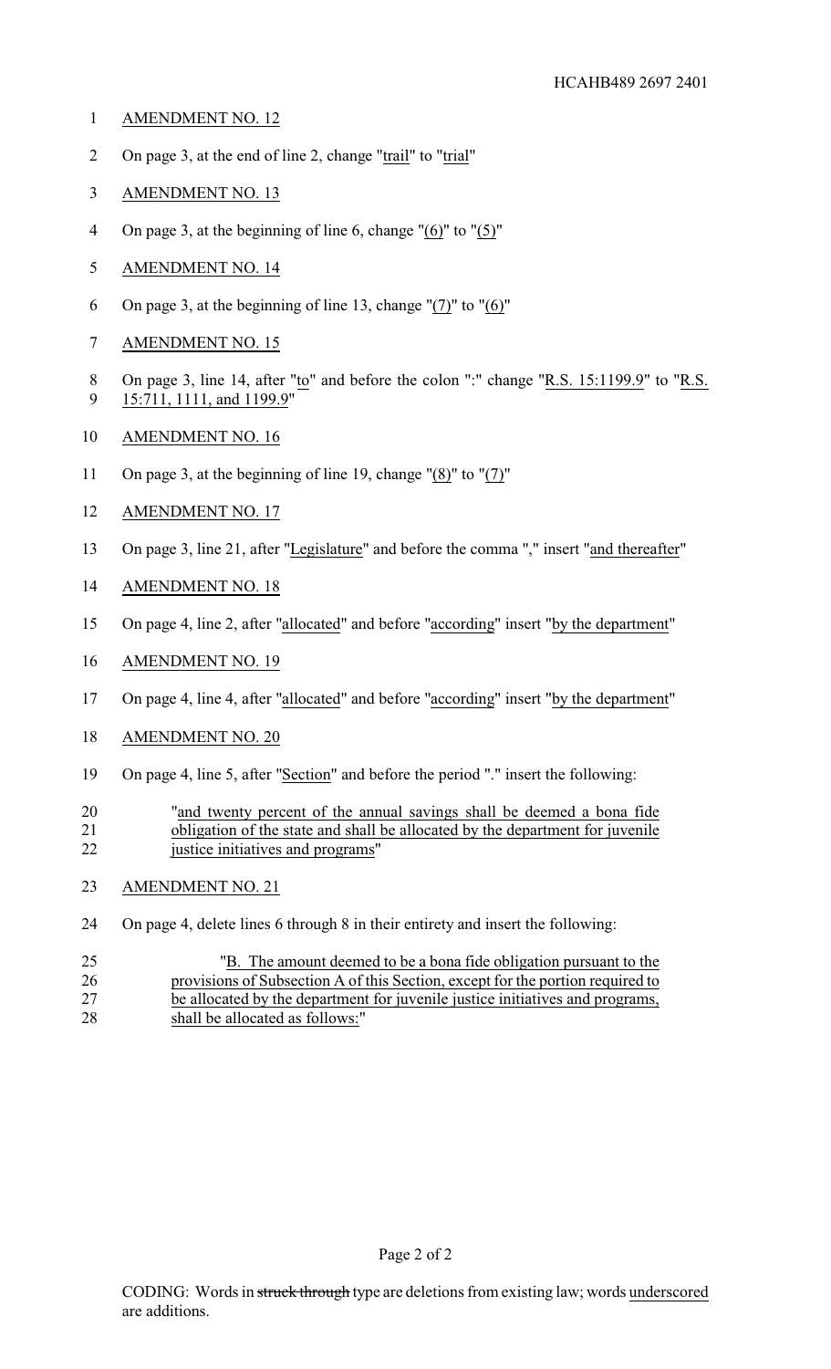AMENDMENT NO. 12

On page 3, at the end of line 2, change "trail" to "trial"

AMENDMENT NO. 13

On page 3, at the beginning of line 6, change "(6)" to "(5)"

AMENDMENT NO. 14

On page 3, at the beginning of line 13, change "(7)" to "(6)"

AMENDMENT NO. 15

On page 3, line 14, after "to" and before the colon ":" change "R.S. 15:1199.9" to "R.S. 15:711, 1111, and 1199.9"

AMENDMENT NO. 16

On page 3, at the beginning of line 19, change "(8)" to "(7)"

AMENDMENT NO. 17

On page 3, line 21, after "Legislature" and before the comma "," insert "and thereafter"

AMENDMENT NO. 18

On page 4, line 2, after "allocated" and before "according" insert "by the department"

AMENDMENT NO. 19

On page 4, line 4, after "allocated" and before "according" insert "by the department"

AMENDMENT NO. 20

On page 4, line 5, after "Section" and before the period "." insert the following:

"and twenty percent of the annual savings shall be deemed a bona fide obligation of the state and shall be allocated by the department for juvenile justice initiatives and programs"

AMENDMENT NO. 21

On page 4, delete lines 6 through 8 in their entirety and insert the following:

"B. The amount deemed to be a bona fide obligation pursuant to the provisions of Subsection A of this Section, except for the portion required to be allocated by the department for juvenile justice initiatives and programs, shall be allocated as follows:"